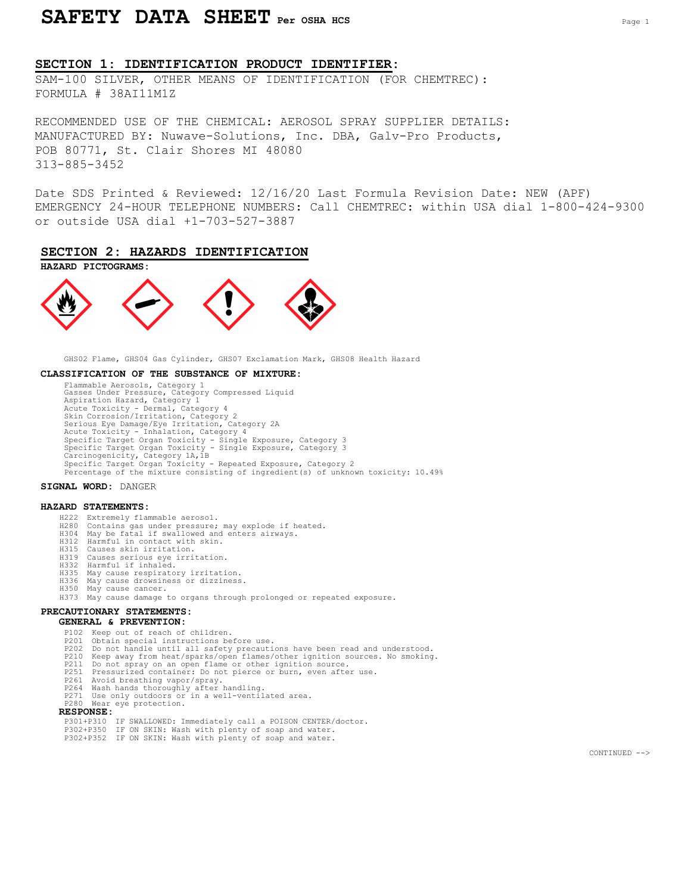# SAFETY DATA SHEET Per OSHA HCS

## SECTION 1: IDENTIFICATION PRODUCT IDENTIFIER:

SAM-100 SILVER, OTHER MEANS OF IDENTIFICATION (FOR CHEMTREC): FORMULA # 38AI11M1Z

RECOMMENDED USE OF THE CHEMICAL: AEROSOL SPRAY SUPPLIER DETAILS: MANUFACTURED BY: Nuwave-Solutions, Inc. DBA, Galv-Pro Products, POB 80771, St. Clair Shores MI 48080
313-885-3452

Date SDS Printed & Reviewed: 12/16/20 Last Formula Revision Date: NEW (APF)
EMERGENCY 24-HOUR TELEPHONE NUMBERS: Call CHEMTREC: within USA dial 1-800-424-9300 or outside USA dial +1-703-527-3887

## SECTION 2: HAZARDS IDENTIFICATION

**HAZARD PICTOGRAMS:**

GHS02 Flame, GHS04 Gas Cylinder, GHS07 Exclamation Mark, GHS08 Health Hazard

**CLASSIFICATION OF THE SUBSTANCE OF MIXTURE:**

Flammable Aerosols, Category 1
Gasses Under Pressure, Category Compressed Liquid
Aspiration Hazard, Category 1
Acute Toxicity - Dermal, Category 4
Skin Corrosion/Irritation, Category 2
Serious Eye Damage/Eye Irritation, Category 2A
Acute Toxicity - Inhalation, Category 4
Specific Target Organ Toxicity - Single Exposure, Category 3
Specific Target Organ Toxicity - Single Exposure, Category 3
Carcinogenicity, Category 1A,1B
Specific Target Organ Toxicity - Repeated Exposure, Category 2
Percentage of the mixture consisting of ingredient(s) of unknown toxicity: 10.49%

**SIGNAL WORD:** DANGER

**HAZARD STATEMENTS:**

H222 Extremely flammable aerosol.
H280 Contains gas under pressure; may explode if heated.
H304 May be fatal if swallowed and enters airways.
H312 Harmful in contact with skin.
H315 Causes skin irritation.
H319 Causes serious eye irritation.
H332 Harmful if inhaled.
H335 May cause respiratory irritation.
H336 May cause drowsiness or dizziness.
H350 May cause cancer.
H373 May cause damage to organs through prolonged or repeated exposure.

**PRECAUTIONARY STATEMENTS:**

**GENERAL & PREVENTION:**

P102 Keep out of reach of children.
P201 Obtain special instructions before use.
P202 Do not handle until all safety precautions have been read and understood.
P210 Keep away from heat/sparks/open flames/other ignition sources. No smoking.
P211 Do not spray on an open flame or other ignition source.
P251 Pressurized container: Do not pierce or burn, even after use.
P261 Avoid breathing vapor/spray.
P264 Wash hands thoroughly after handling.
P271 Use only outdoors or in a well-ventilated area.
P280 Wear eye protection.

**RESPONSE:**

P301+P310 IF SWALLOWED: Immediately call a POISON CENTER/doctor.
P302+P350 IF ON SKIN: Wash with plenty of soap and water.
P302+P352 IF ON SKIN: Wash with plenty of soap and water.

CONTINUED -->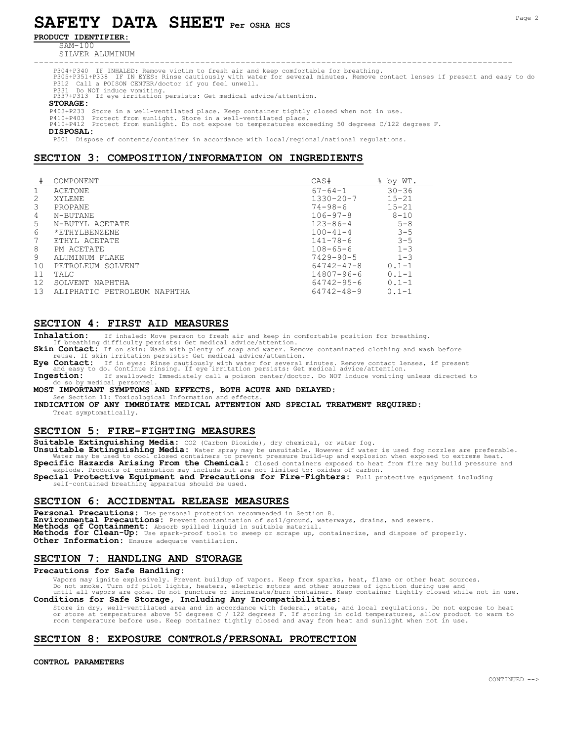**PRODUCT IDENTIFIER:**

SAM-100

SILVER ALUMINUM

---

P304+P340 IF INHALED: Remove victim to fresh air and keep comfortable for breathing.
P305+P351+P338 IF IN EYES: Rinse cautiously with water for several minutes. Remove contact lenses if present and easy to do
P312 Call a POISON CENTER/doctor if you feel unwell.
P331 Do NOT induce vomiting.
P337+P313 If eye irritation persists: Get medical advice/attention.

**STORAGE:**

P403+P233 Store in a well-ventilated place. Keep container tightly closed when not in use.
P410+P403 Protect from sunlight. Store in a well-ventilated place.
P410+P412 Protect from sunlight. Do not expose to temperatures exceeding 50 degrees C/122 degrees F.

**DISPOSAL:**

P501 Dispose of contents/container in accordance with local/regional/national regulations.

## SECTION 3: COMPOSITION/INFORMATION ON INGREDIENTS

| # | COMPONENT | CAS# | % by WT. |
|---|---|---|---|
| 1 | ACETONE | 67-64-1 | 30-36 |
| 2 | XYLENE | 1330-20-7 | 15-21 |
| 3 | PROPANE | 74-98-6 | 15-21 |
| 4 | N-BUTANE | 106-97-8 | 8-10 |
| 5 | N-BUTYL ACETATE | 123-86-4 | 5-8 |
| 6 | *ETHYLBENZENE | 100-41-4 | 3-5 |
| 7 | ETHYL ACETATE | 141-78-6 | 3-5 |
| 8 | PM ACETATE | 108-65-6 | 1-3 |
| 9 | ALUMINUM FLAKE | 7429-90-5 | 1-3 |
| 10 | PETROLEUM SOLVENT | 64742-47-8 | 0.1-1 |
| 11 | TALC | 14807-96-6 | 0.1-1 |
| 12 | SOLVENT NAPHTHA | 64742-95-6 | 0.1-1 |
| 13 | ALIPHATIC PETROLEUM NAPHTHA | 64742-48-9 | 0.1-1 |

## SECTION 4: FIRST AID MEASURES

**Inhalation:** If inhaled: Move person to fresh air and keep in comfortable position for breathing. If breathing difficulty persists: Get medical advice/attention.

**Skin Contact:** If on skin: Wash with plenty of soap and water. Remove contaminated clothing and wash before reuse. If skin irritation persists: Get medical advice/attention.

**Eye Contact:** If in eyes: Rinse cautiously with water for several minutes. Remove contact lenses, if present and easy to do. Continue rinsing. If eye irritation persists: Get medical advice/attention.

**Ingestion:** If swallowed: Immediately call a poison center/doctor. Do NOT induce vomiting unless directed to do so by medical personnel.

**MOST IMPORTANT SYMPTOMS AND EFFECTS, BOTH ACUTE AND DELAYED:**

See Section 11: Toxicological Information and effects.

**INDICATION OF ANY IMMEDIATE MEDICAL ATTENTION AND SPECIAL TREATMENT REQUIRED:**

Treat symptomatically.

## SECTION 5: FIRE-FIGHTING MEASURES

**Suitable Extinguishing Media:** CO2 (Carbon Dioxide), dry chemical, or water fog.

**Unsuitable Extinguishing Media:** Water spray may be unsuitable. However if water is used fog nozzles are preferable. Water may be used to cool closed containers to prevent pressure build-up and explosion when exposed to extreme heat.

**Specific Hazards Arising From the Chemical:** Closed containers exposed to heat from fire may build pressure and explode. Products of combustion may include but are not limited to: oxides of carbon.

**Special Protective Equipment and Precautions for Fire-Fighters:** Full protective equipment including self-contained breathing apparatus should be used.

## SECTION 6: ACCIDENTAL RELEASE MEASURES

**Personal Precautions:** Use personal protection recommended in Section 8.

**Environmental Precautions:** Prevent contamination of soil/ground, waterways, drains, and sewers.

**Methods of Containment:** Absorb spilled liquid in suitable material.

**Methods for Clean-Up:** Use spark-proof tools to sweep or scrape up, containerize, and dispose of properly.

**Other Information:** Ensure adequate ventilation.

## SECTION 7: HANDLING AND STORAGE

**Precautions for Safe Handling:**

Vapors may ignite explosively. Prevent buildup of vapors. Keep from sparks, heat, flame or other heat sources. Do not smoke. Turn off pilot lights, heaters, electric motors and other sources of ignition during use and until all vapors are gone. Do not puncture or incinerate/burn container. Keep container tightly closed while not in use.

**Conditions for Safe Storage, Including Any Incompatibilities:**

Store in dry, well-ventilated area and in accordance with federal, state, and local regulations. Do not expose to heat or store at temperatures above 50 degrees C / 122 degrees F. If storing in cold temperatures, allow product to warm to room temperature before use. Keep container tightly closed and away from heat and sunlight when not in use.

## SECTION 8: EXPOSURE CONTROLS/PERSONAL PROTECTION

**CONTROL PARAMETERS**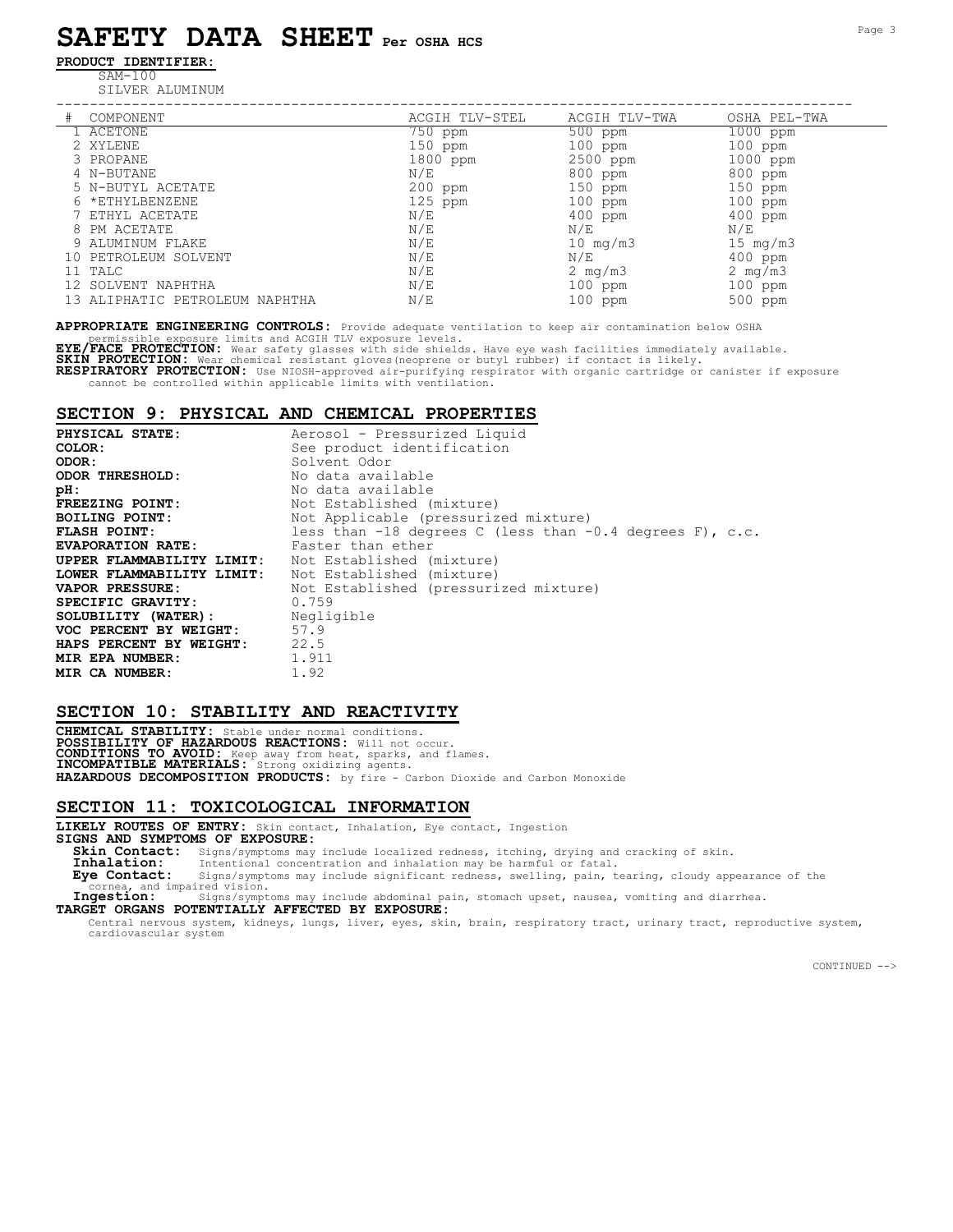# SAFETY DATA SHEET Per OSHA HCS

**PRODUCT IDENTIFIER:**

SAM-100
SILVER ALUMINUM

| # | COMPONENT | ACGIH TLV-STEL | ACGIH TLV-TWA | OSHA PEL-TWA |
|---|---|---|---|---|
| 1 | ACETONE | 750 ppm | 500 ppm | 1000 ppm |
| 2 | XYLENE | 150 ppm | 100 ppm | 100 ppm |
| 3 | PROPANE | 1800 ppm | 2500 ppm | 1000 ppm |
| 4 | N-BUTANE | N/E | 800 ppm | 800 ppm |
| 5 | N-BUTYL ACETATE | 200 ppm | 150 ppm | 150 ppm |
| 6 | *ETHYLBENZENE | 125 ppm | 100 ppm | 100 ppm |
| 7 | ETHYL ACETATE | N/E | 400 ppm | 400 ppm |
| 8 | PM ACETATE | N/E | N/E | N/E |
| 9 | ALUMINUM FLAKE | N/E | 10 mg/m3 | 15 mg/m3 |
| 10 | PETROLEUM SOLVENT | N/E | N/E | 400 ppm |
| 11 | TALC | N/E | 2 mg/m3 | 2 mg/m3 |
| 12 | SOLVENT NAPHTHA | N/E | 100 ppm | 100 ppm |
| 13 | ALIPHATIC PETROLEUM NAPHTHA | N/E | 100 ppm | 500 ppm |

**APPROPRIATE ENGINEERING CONTROLS:** Provide adequate ventilation to keep air contamination below OSHA permissible exposure limits and ACGIH TLV exposure levels.
**EYE/FACE PROTECTION:** Wear safety glasses with side shields. Have eye wash facilities immediately available.
**SKIN PROTECTION:** Wear chemical resistant gloves(neoprene or butyl rubber) if contact is likely.
**RESPIRATORY PROTECTION:** Use NIOSH-approved air-purifying respirator with organic cartridge or canister if exposure cannot be controlled within applicable limits with ventilation.

## SECTION 9: PHYSICAL AND CHEMICAL PROPERTIES

**PHYSICAL STATE:** Aerosol - Pressurized Liquid
**COLOR:** See product identification
**ODOR:** Solvent Odor
**ODOR THRESHOLD:** No data available
**pH:** No data available
**FREEZING POINT:** Not Established (mixture)
**BOILING POINT:** Not Applicable (pressurized mixture)
**FLASH POINT:** less than -18 degrees C (less than -0.4 degrees F), c.c.
**EVAPORATION RATE:** Faster than ether
**UPPER FLAMMABILITY LIMIT:** Not Established (mixture)
**LOWER FLAMMABILITY LIMIT:** Not Established (mixture)
**VAPOR PRESSURE:** Not Established (pressurized mixture)
**SPECIFIC GRAVITY:** 0.759
**SOLUBILITY (WATER):** Negligible
**VOC PERCENT BY WEIGHT:** 57.9
**HAPS PERCENT BY WEIGHT:** 22.5
**MIR EPA NUMBER:** 1.911
**MIR CA NUMBER:** 1.92

## SECTION 10: STABILITY AND REACTIVITY

**CHEMICAL STABILITY:** Stable under normal conditions.
**POSSIBILITY OF HAZARDOUS REACTIONS:** Will not occur.
**CONDITIONS TO AVOID:** Keep away from heat, sparks, and flames.
**INCOMPATIBLE MATERIALS:** Strong oxidizing agents.
**HAZARDOUS DECOMPOSITION PRODUCTS:** by fire - Carbon Dioxide and Carbon Monoxide

## SECTION 11: TOXICOLOGICAL INFORMATION

**LIKELY ROUTES OF ENTRY:** Skin contact, Inhalation, Eye contact, Ingestion
**SIGNS AND SYMPTOMS OF EXPOSURE:**
**Skin Contact:** Signs/symptoms may include localized redness, itching, drying and cracking of skin.
**Inhalation:** Intentional concentration and inhalation may be harmful or fatal.
**Eye Contact:** Signs/symptoms may include significant redness, swelling, pain, tearing, cloudy appearance of the cornea, and impaired vision.
**Ingestion:** Signs/symptoms may include abdominal pain, stomach upset, nausea, vomiting and diarrhea.
**TARGET ORGANS POTENTIALLY AFFECTED BY EXPOSURE:**
Central nervous system, kidneys, lungs, liver, eyes, skin, brain, respiratory tract, urinary tract, reproductive system, cardiovascular system

CONTINUED -->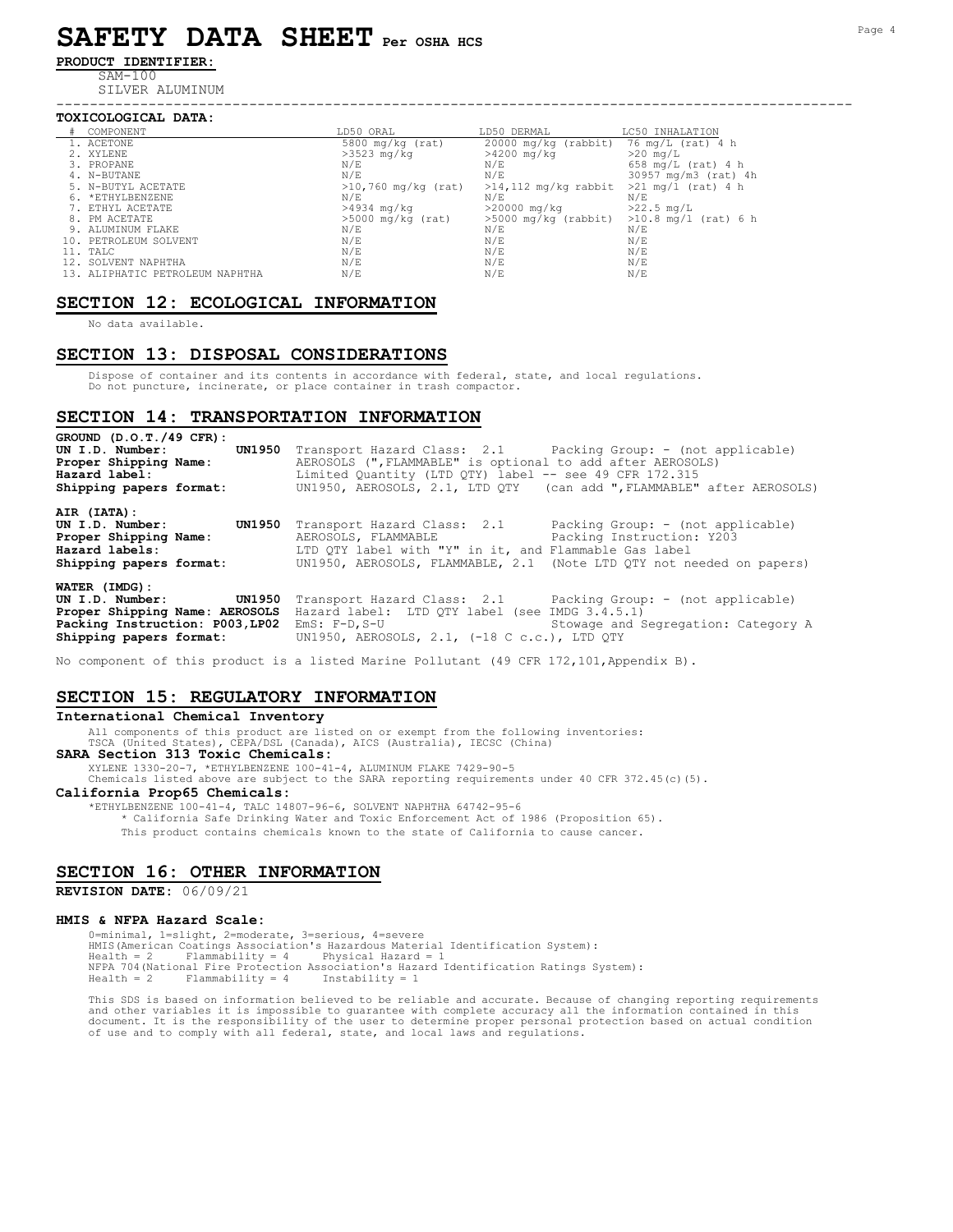# SAFETY DATA SHEET Per OSHA HCS

**PRODUCT IDENTIFIER:**
SAM-100
SILVER ALUMINUM

**TOXICOLOGICAL DATA:**

| # COMPONENT | LD50 ORAL | LD50 DERMAL | LC50 INHALATION |
|---|---|---|---|
| 1. ACETONE | 5800 mg/kg (rat) | 20000 mg/kg (rabbit) | 76 mg/L (rat) 4 h |
| 2. XYLENE | >3523 mg/kg | >4200 mg/kg | >20 mg/L |
| 3. PROPANE | N/E | N/E | 658 mg/L (rat) 4 h |
| 4. N-BUTANE | N/E | N/E | 30957 mg/m3 (rat) 4h |
| 5. N-BUTYL ACETATE | >10,760 mg/kg (rat) | >14,112 mg/kg rabbit | >21 mg/l (rat) 4 h |
| 6. *ETHYLBENZENE | N/E | N/E | N/E |
| 7. ETHYL ACETATE | >4934 mg/kg | >20000 mg/kg | >22.5 mg/L |
| 8. PM ACETATE | >5000 mg/kg (rat) | >5000 mg/kg (rabbit) | >10.8 mg/l (rat) 6 h |
| 9. ALUMINUM FLAKE | N/E | N/E | N/E |
| 10. PETROLEUM SOLVENT | N/E | N/E | N/E |
| 11. TALC | N/E | N/E | N/E |
| 12. SOLVENT NAPHTHA | N/E | N/E | N/E |
| 13. ALIPHATIC PETROLEUM NAPHTHA | N/E | N/E | N/E |

## SECTION 12: ECOLOGICAL INFORMATION

No data available.

## SECTION 13: DISPOSAL CONSIDERATIONS

Dispose of container and its contents in accordance with federal, state, and local regulations.
Do not puncture, incinerate, or place container in trash compactor.

## SECTION 14: TRANSPORTATION INFORMATION

**GROUND (D.O.T./49 CFR):**
**UN I.D. Number:** **UN1950** Transport Hazard Class: 2.1 Packing Group: - (not applicable)
**Proper Shipping Name:** AEROSOLS (",FLAMMABLE" is optional to add after AEROSOLS)
**Hazard label:** Limited Quantity (LTD QTY) label -- see 49 CFR 172.315
**Shipping papers format:** UN1950, AEROSOLS, 2.1, LTD QTY (can add ",FLAMMABLE" after AEROSOLS)

**AIR (IATA):**
**UN I.D. Number:** **UN1950** Transport Hazard Class: 2.1 Packing Group: - (not applicable)
**Proper Shipping Name:** AEROSOLS, FLAMMABLE Packing Instruction: Y203
**Hazard labels:** LTD QTY label with "Y" in it, and Flammable Gas label
**Shipping papers format:** UN1950, AEROSOLS, FLAMMABLE, 2.1 (Note LTD QTY not needed on papers)

**WATER (IMDG):**
**UN I.D. Number:** **UN1950** Transport Hazard Class: 2.1 Packing Group: - (not applicable)
**Proper Shipping Name: AEROSOLS** Hazard label: LTD QTY label (see IMDG 3.4.5.1)
**Packing Instruction: P003,LP02** EmS: F-D,S-U Stowage and Segregation: Category A
**Shipping papers format:** UN1950, AEROSOLS, 2.1, (-18 C c.c.), LTD QTY

No component of this product is a listed Marine Pollutant (49 CFR 172,101,Appendix B).

## SECTION 15: REGULATORY INFORMATION

**International Chemical Inventory**

All components of this product are listed on or exempt from the following inventories:
TSCA (United States), CEPA/DSL (Canada), AICS (Australia), IECSC (China)

**SARA Section 313 Toxic Chemicals:**

XYLENE 1330-20-7, *ETHYLBENZENE 100-41-4, ALUMINUM FLAKE 7429-90-5
Chemicals listed above are subject to the SARA reporting requirements under 40 CFR 372.45(c)(5).

**California Prop65 Chemicals:**

*ETHYLBENZENE 100-41-4, TALC 14807-96-6, SOLVENT NAPHTHA 64742-95-6
* California Safe Drinking Water and Toxic Enforcement Act of 1986 (Proposition 65).
This product contains chemicals known to the state of California to cause cancer.

## SECTION 16: OTHER INFORMATION

**REVISION DATE:** 06/09/21

**HMIS & NFPA Hazard Scale:**

0=minimal, 1=slight, 2=moderate, 3=serious, 4=severe
HMIS(American Coatings Association's Hazardous Material Identification System):
Health = 2 Flammability = 4 Physical Hazard = 1
NFPA 704(National Fire Protection Association's Hazard Identification Ratings System):
Health = 2 Flammability = 4 Instability = 1

This SDS is based on information believed to be reliable and accurate. Because of changing reporting requirements and other variables it is impossible to guarantee with complete accuracy all the information contained in this document. It is the responsibility of the user to determine proper personal protection based on actual condition of use and to comply with all federal, state, and local laws and regulations.